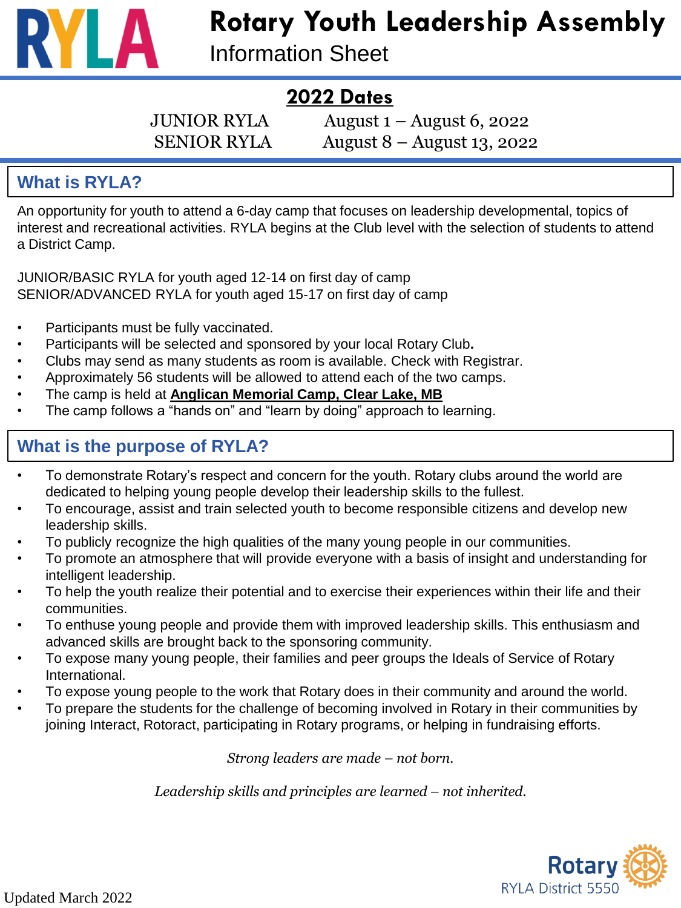# RYLA Rotary Youth Leadership Assembly

Information Sheet

## 2022 Dates

| | |
|---|---|
| JUNIOR RYLA | August 1 – August 6, 2022 |
| SENIOR RYLA | August 8 – August 13, 2022 |

## What is RYLA?

An opportunity for youth to attend a 6-day camp that focuses on leadership developmental, topics of interest and recreational activities. RYLA begins at the Club level with the selection of students to attend a District Camp.

JUNIOR/BASIC RYLA for youth aged 12-14 on first day of camp
SENIOR/ADVANCED RYLA for youth aged 15-17 on first day of camp

- Participants must be fully vaccinated.
- Participants will be selected and sponsored by your local Rotary Club**.**
- Clubs may send as many students as room is available. Check with Registrar.
- Approximately 56 students will be allowed to attend each of the two camps.
- The camp is held at **Anglican Memorial Camp, Clear Lake, MB**
- The camp follows a "hands on" and "learn by doing" approach to learning.

## What is the purpose of RYLA?

- To demonstrate Rotary's respect and concern for the youth. Rotary clubs around the world are dedicated to helping young people develop their leadership skills to the fullest.
- To encourage, assist and train selected youth to become responsible citizens and develop new leadership skills.
- To publicly recognize the high qualities of the many young people in our communities.
- To promote an atmosphere that will provide everyone with a basis of insight and understanding for intelligent leadership.
- To help the youth realize their potential and to exercise their experiences within their life and their communities.
- To enthuse young people and provide them with improved leadership skills. This enthusiasm and advanced skills are brought back to the sponsoring community.
- To expose many young people, their families and peer groups the Ideals of Service of Rotary International.
- To expose young people to the work that Rotary does in their community and around the world.
- To prepare the students for the challenge of becoming involved in Rotary in their communities by joining Interact, Rotoract, participating in Rotary programs, or helping in fundraising efforts.

*Strong leaders are made – not born.*

*Leadership skills and principles are learned – not inherited.*

Updated March 2022

Rotary
RYLA District 5550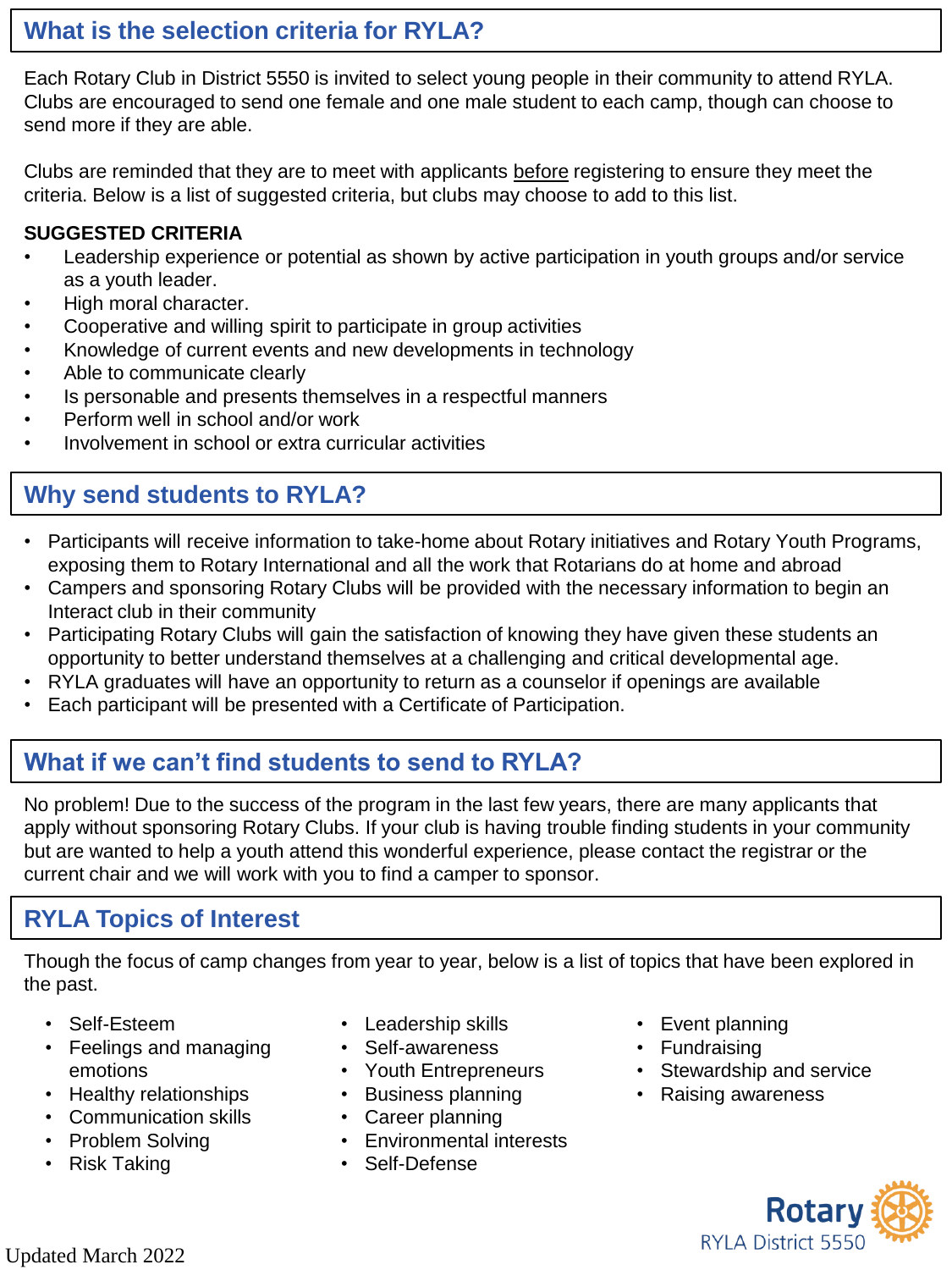## What is the selection criteria for RYLA?

Each Rotary Club in District 5550 is invited to select young people in their community to attend RYLA. Clubs are encouraged to send one female and one male student to each camp, though can choose to send more if they are able.

Clubs are reminded that they are to meet with applicants before registering to ensure they meet the criteria. Below is a list of suggested criteria, but clubs may choose to add to this list.

**SUGGESTED CRITERIA**

- Leadership experience or potential as shown by active participation in youth groups and/or service as a youth leader.
- High moral character.
- Cooperative and willing spirit to participate in group activities
- Knowledge of current events and new developments in technology
- Able to communicate clearly
- Is personable and presents themselves in a respectful manners
- Perform well in school and/or work
- Involvement in school or extra curricular activities

## Why send students to RYLA?

- Participants will receive information to take-home about Rotary initiatives and Rotary Youth Programs, exposing them to Rotary International and all the work that Rotarians do at home and abroad
- Campers and sponsoring Rotary Clubs will be provided with the necessary information to begin an Interact club in their community
- Participating Rotary Clubs will gain the satisfaction of knowing they have given these students an opportunity to better understand themselves at a challenging and critical developmental age.
- RYLA graduates will have an opportunity to return as a counselor if openings are available
- Each participant will be presented with a Certificate of Participation.

## What if we can't find students to send to RYLA?

No problem! Due to the success of the program in the last few years, there are many applicants that apply without sponsoring Rotary Clubs. If your club is having trouble finding students in your community but are wanted to help a youth attend this wonderful experience, please contact the registrar or the current chair and we will work with you to find a camper to sponsor.

## RYLA Topics of Interest

Though the focus of camp changes from year to year, below is a list of topics that have been explored in the past.

- Self-Esteem
- Feelings and managing emotions
- Healthy relationships
- Communication skills
- Problem Solving
- Risk Taking
- Leadership skills
- Self-awareness
- Youth Entrepreneurs
- Business planning
- Career planning
- Environmental interests
- Self-Defense
- Event planning
- Fundraising
- Stewardship and service
- Raising awareness

Updated March 2022

Rotary
RYLA District 5550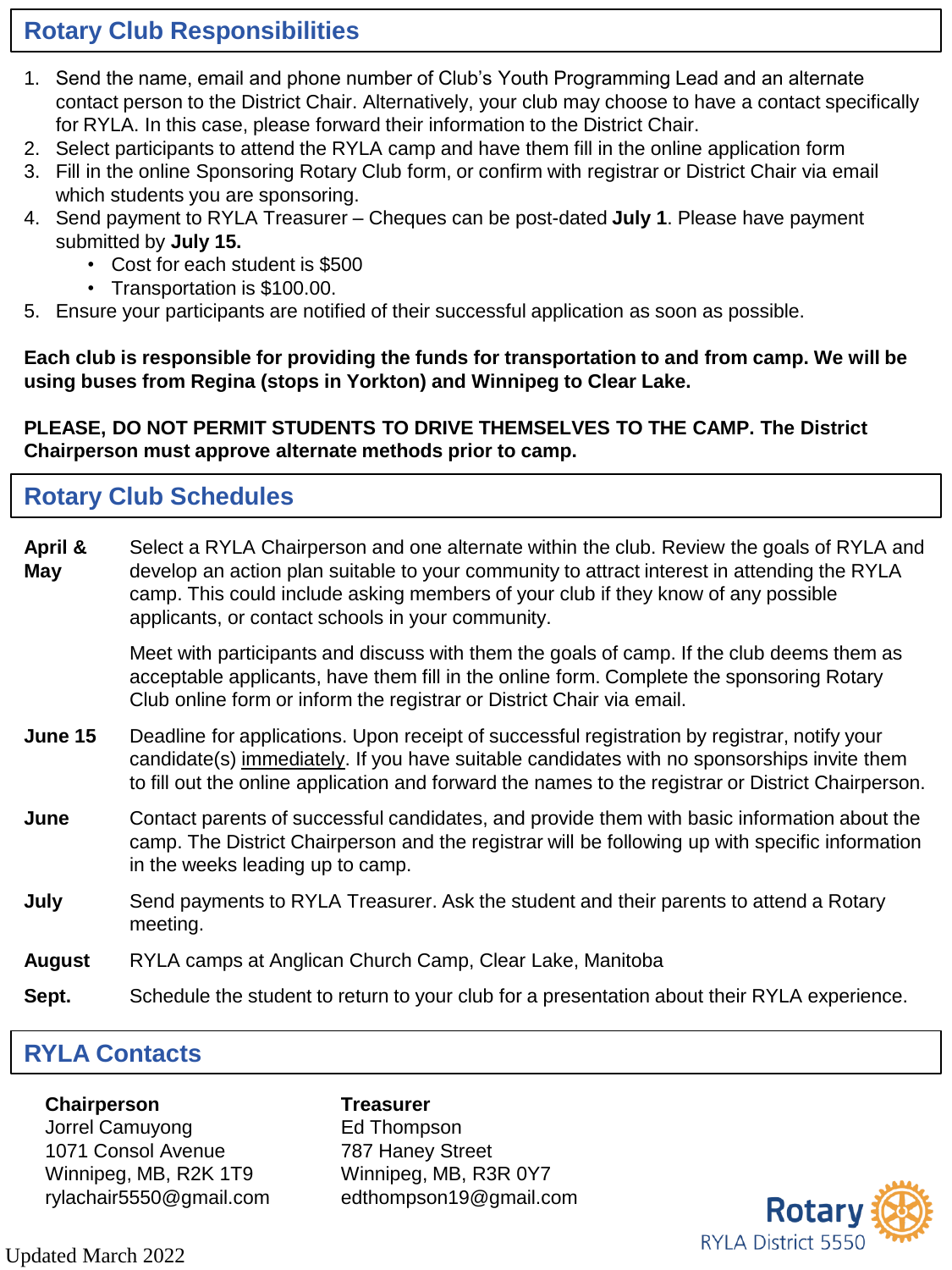## Rotary Club Responsibilities

1. Send the name, email and phone number of Club's Youth Programming Lead and an alternate contact person to the District Chair. Alternatively, your club may choose to have a contact specifically for RYLA. In this case, please forward their information to the District Chair.
2. Select participants to attend the RYLA camp and have them fill in the online application form
3. Fill in the online Sponsoring Rotary Club form, or confirm with registrar or District Chair via email which students you are sponsoring.
4. Send payment to RYLA Treasurer – Cheques can be post-dated **July 1**. Please have payment submitted by **July 15.**
   - Cost for each student is $500
   - Transportation is $100.00.
5. Ensure your participants are notified of their successful application as soon as possible.

**Each club is responsible for providing the funds for transportation to and from camp. We will be using buses from Regina (stops in Yorkton) and Winnipeg to Clear Lake.**

**PLEASE, DO NOT PERMIT STUDENTS TO DRIVE THEMSELVES TO THE CAMP. The District Chairperson must approve alternate methods prior to camp.**

## Rotary Club Schedules

**April & May** Select a RYLA Chairperson and one alternate within the club. Review the goals of RYLA and develop an action plan suitable to your community to attract interest in attending the RYLA camp. This could include asking members of your club if they know of any possible applicants, or contact schools in your community.

Meet with participants and discuss with them the goals of camp. If the club deems them as acceptable applicants, have them fill in the online form. Complete the sponsoring Rotary Club online form or inform the registrar or District Chair via email.

**June 15** Deadline for applications. Upon receipt of successful registration by registrar, notify your candidate(s) immediately. If you have suitable candidates with no sponsorships invite them to fill out the online application and forward the names to the registrar or District Chairperson.

**June** Contact parents of successful candidates, and provide them with basic information about the camp. The District Chairperson and the registrar will be following up with specific information in the weeks leading up to camp.

**July** Send payments to RYLA Treasurer. Ask the student and their parents to attend a Rotary meeting.

**August** RYLA camps at Anglican Church Camp, Clear Lake, Manitoba

**Sept.** Schedule the student to return to your club for a presentation about their RYLA experience.

## RYLA Contacts

**Chairperson**
Jorrel Camuyong
1071 Consol Avenue
Winnipeg, MB, R2K 1T9
rylachair5550@gmail.com

**Treasurer**
Ed Thompson
787 Haney Street
Winnipeg, MB, R3R 0Y7
edthompson19@gmail.com

Rotary
RYLA District 5550

Updated March 2022